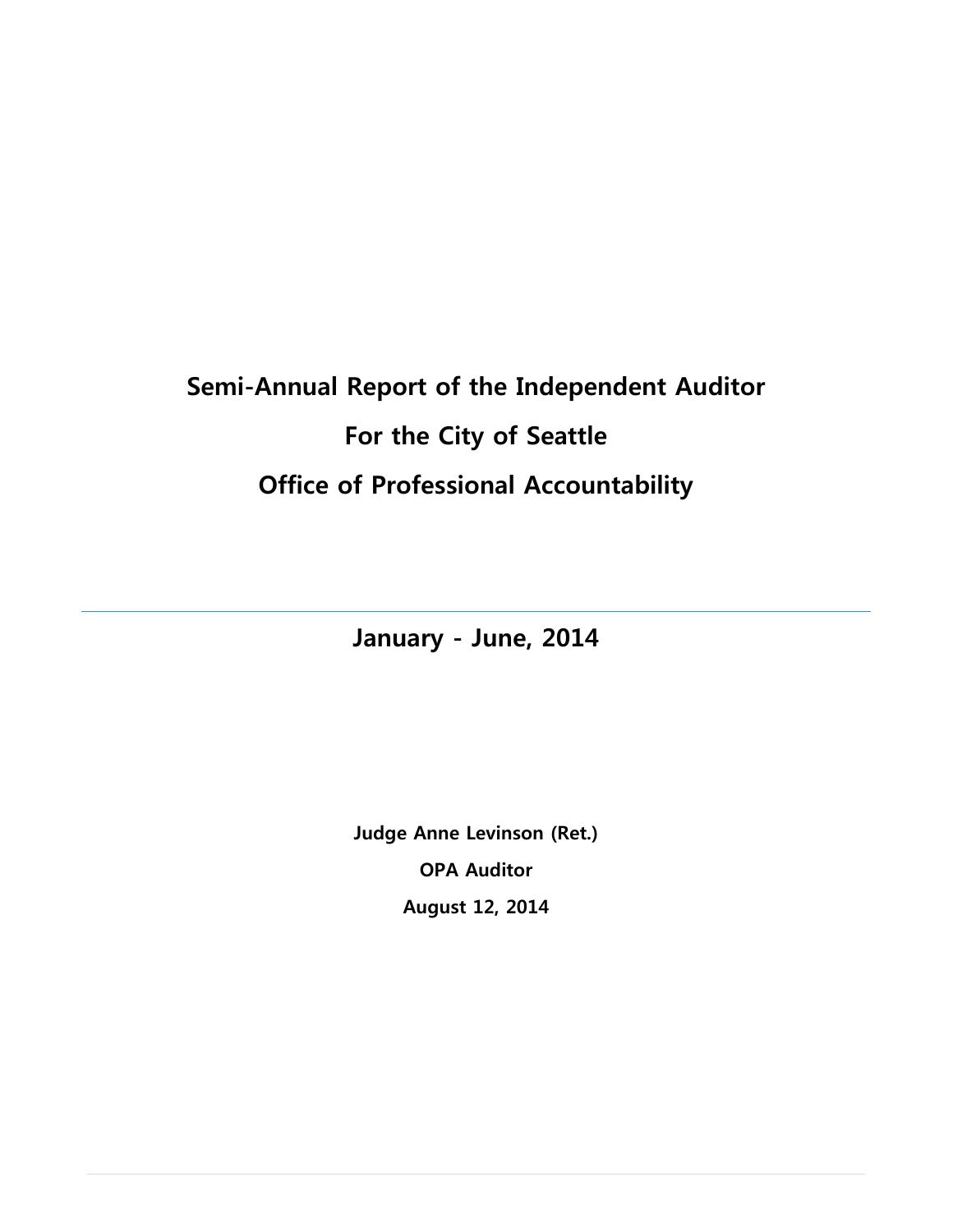# Semi-Annual Report of the Independent Auditor

# For the City of Seattle

# Office of Professional Accountability

---

## January - June, 2014

**Judge Anne Levinson (Ret.)**

**OPA Auditor**

**August 12, 2014**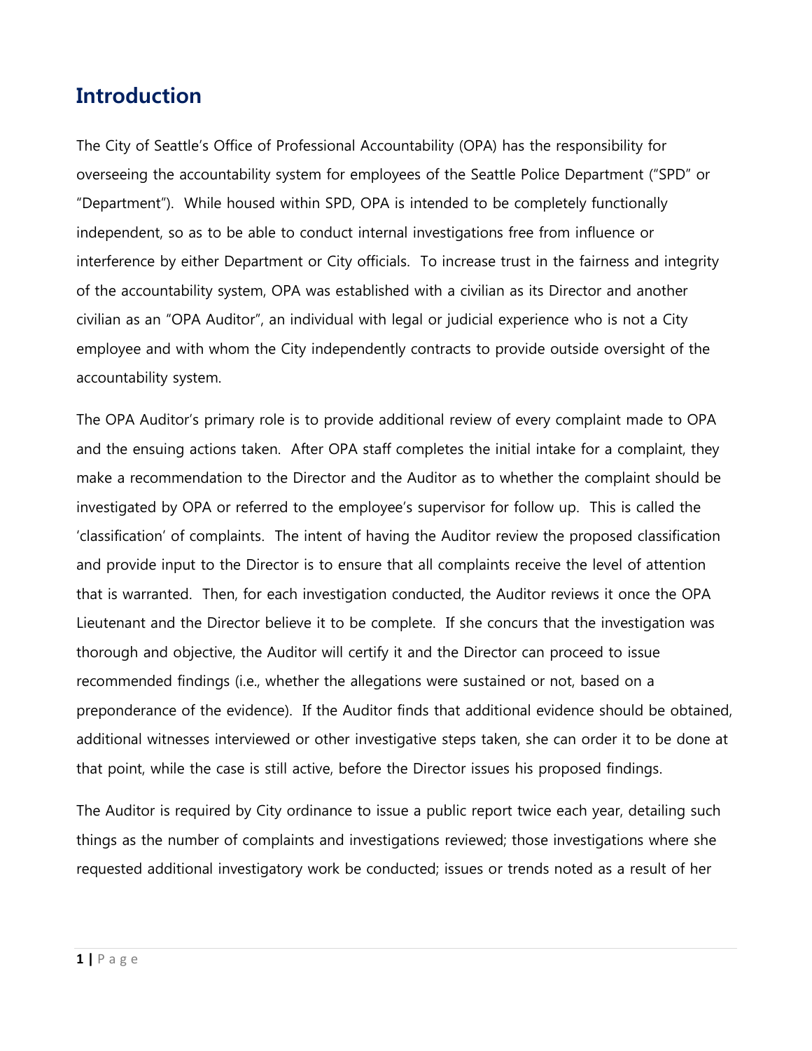## Introduction

The City of Seattle's Office of Professional Accountability (OPA) has the responsibility for overseeing the accountability system for employees of the Seattle Police Department ("SPD" or "Department"). While housed within SPD, OPA is intended to be completely functionally independent, so as to be able to conduct internal investigations free from influence or interference by either Department or City officials. To increase trust in the fairness and integrity of the accountability system, OPA was established with a civilian as its Director and another civilian as an "OPA Auditor", an individual with legal or judicial experience who is not a City employee and with whom the City independently contracts to provide outside oversight of the accountability system.

The OPA Auditor's primary role is to provide additional review of every complaint made to OPA and the ensuing actions taken. After OPA staff completes the initial intake for a complaint, they make a recommendation to the Director and the Auditor as to whether the complaint should be investigated by OPA or referred to the employee's supervisor for follow up. This is called the 'classification' of complaints. The intent of having the Auditor review the proposed classification and provide input to the Director is to ensure that all complaints receive the level of attention that is warranted. Then, for each investigation conducted, the Auditor reviews it once the OPA Lieutenant and the Director believe it to be complete. If she concurs that the investigation was thorough and objective, the Auditor will certify it and the Director can proceed to issue recommended findings (i.e., whether the allegations were sustained or not, based on a preponderance of the evidence). If the Auditor finds that additional evidence should be obtained, additional witnesses interviewed or other investigative steps taken, she can order it to be done at that point, while the case is still active, before the Director issues his proposed findings.

The Auditor is required by City ordinance to issue a public report twice each year, detailing such things as the number of complaints and investigations reviewed; those investigations where she requested additional investigatory work be conducted; issues or trends noted as a result of her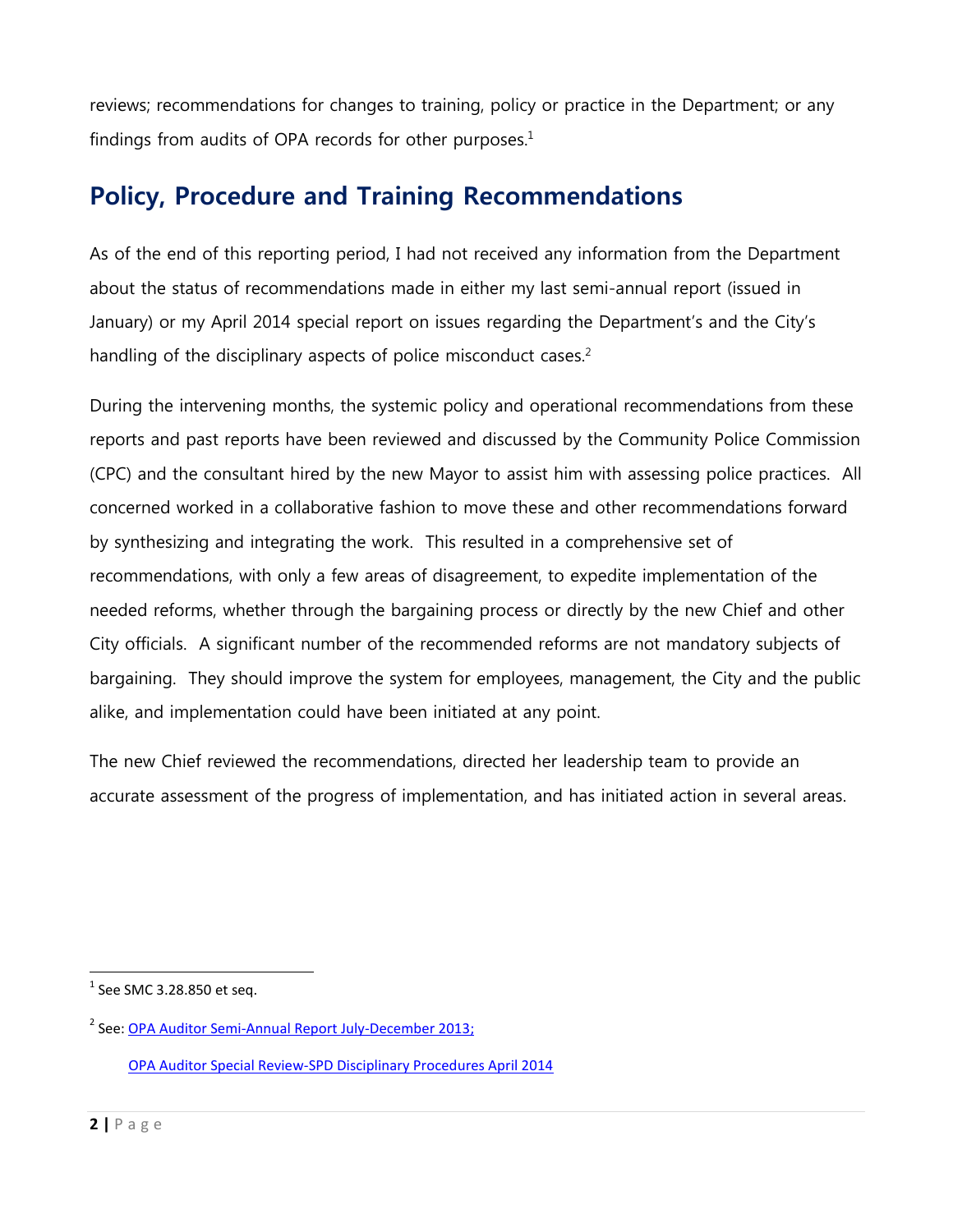reviews; recommendations for changes to training, policy or practice in the Department; or any findings from audits of OPA records for other purposes.[1]

## Policy, Procedure and Training Recommendations

As of the end of this reporting period, I had not received any information from the Department about the status of recommendations made in either my last semi-annual report (issued in January) or my April 2014 special report on issues regarding the Department's and the City's handling of the disciplinary aspects of police misconduct cases.[2]

During the intervening months, the systemic policy and operational recommendations from these reports and past reports have been reviewed and discussed by the Community Police Commission (CPC) and the consultant hired by the new Mayor to assist him with assessing police practices. All concerned worked in a collaborative fashion to move these and other recommendations forward by synthesizing and integrating the work. This resulted in a comprehensive set of recommendations, with only a few areas of disagreement, to expedite implementation of the needed reforms, whether through the bargaining process or directly by the new Chief and other City officials. A significant number of the recommended reforms are not mandatory subjects of bargaining. They should improve the system for employees, management, the City and the public alike, and implementation could have been initiated at any point.

The new Chief reviewed the recommendations, directed her leadership team to provide an accurate assessment of the progress of implementation, and has initiated action in several areas.

---

[1] See SMC 3.28.850 et seq.

[2] See: OPA Auditor Semi-Annual Report July-December 2013;

OPA Auditor Special Review-SPD Disciplinary Procedures April 2014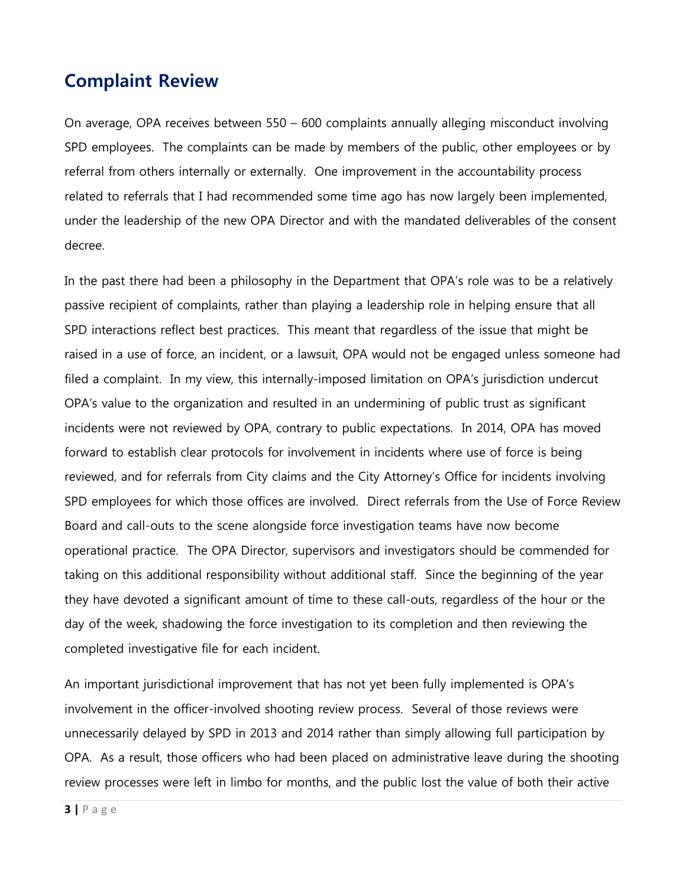## Complaint Review

On average, OPA receives between 550 – 600 complaints annually alleging misconduct involving SPD employees. The complaints can be made by members of the public, other employees or by referral from others internally or externally. One improvement in the accountability process related to referrals that I had recommended some time ago has now largely been implemented, under the leadership of the new OPA Director and with the mandated deliverables of the consent decree.

In the past there had been a philosophy in the Department that OPA's role was to be a relatively passive recipient of complaints, rather than playing a leadership role in helping ensure that all SPD interactions reflect best practices. This meant that regardless of the issue that might be raised in a use of force, an incident, or a lawsuit, OPA would not be engaged unless someone had filed a complaint. In my view, this internally-imposed limitation on OPA's jurisdiction undercut OPA's value to the organization and resulted in an undermining of public trust as significant incidents were not reviewed by OPA, contrary to public expectations. In 2014, OPA has moved forward to establish clear protocols for involvement in incidents where use of force is being reviewed, and for referrals from City claims and the City Attorney's Office for incidents involving SPD employees for which those offices are involved. Direct referrals from the Use of Force Review Board and call-outs to the scene alongside force investigation teams have now become operational practice. The OPA Director, supervisors and investigators should be commended for taking on this additional responsibility without additional staff. Since the beginning of the year they have devoted a significant amount of time to these call-outs, regardless of the hour or the day of the week, shadowing the force investigation to its completion and then reviewing the completed investigative file for each incident.

An important jurisdictional improvement that has not yet been fully implemented is OPA's involvement in the officer-involved shooting review process. Several of those reviews were unnecessarily delayed by SPD in 2013 and 2014 rather than simply allowing full participation by OPA. As a result, those officers who had been placed on administrative leave during the shooting review processes were left in limbo for months, and the public lost the value of both their active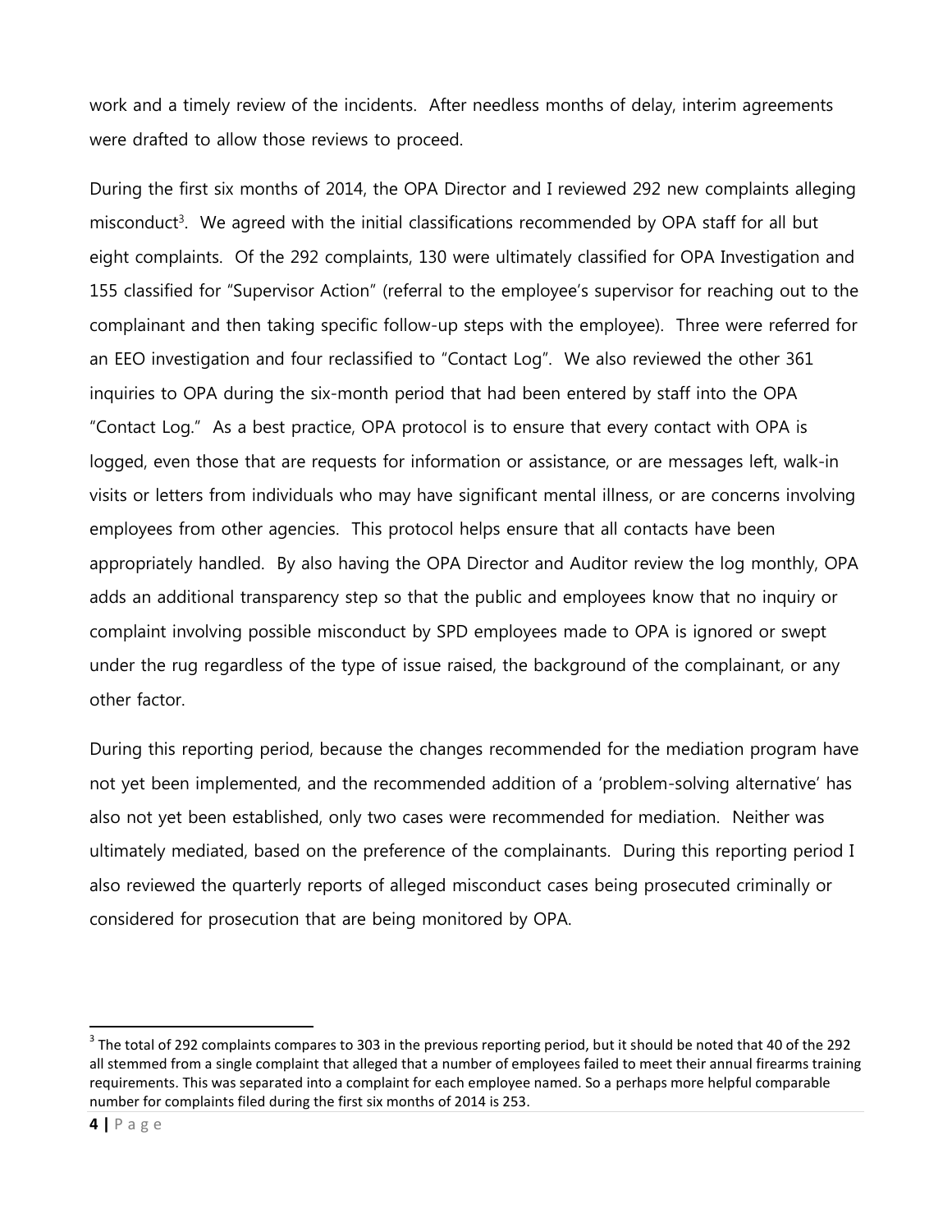work and a timely review of the incidents. After needless months of delay, interim agreements were drafted to allow those reviews to proceed.

During the first six months of 2014, the OPA Director and I reviewed 292 new complaints alleging misconduct[3]. We agreed with the initial classifications recommended by OPA staff for all but eight complaints. Of the 292 complaints, 130 were ultimately classified for OPA Investigation and 155 classified for "Supervisor Action" (referral to the employee's supervisor for reaching out to the complainant and then taking specific follow-up steps with the employee). Three were referred for an EEO investigation and four reclassified to "Contact Log". We also reviewed the other 361 inquiries to OPA during the six-month period that had been entered by staff into the OPA "Contact Log." As a best practice, OPA protocol is to ensure that every contact with OPA is logged, even those that are requests for information or assistance, or are messages left, walk-in visits or letters from individuals who may have significant mental illness, or are concerns involving employees from other agencies. This protocol helps ensure that all contacts have been appropriately handled. By also having the OPA Director and Auditor review the log monthly, OPA adds an additional transparency step so that the public and employees know that no inquiry or complaint involving possible misconduct by SPD employees made to OPA is ignored or swept under the rug regardless of the type of issue raised, the background of the complainant, or any other factor.

During this reporting period, because the changes recommended for the mediation program have not yet been implemented, and the recommended addition of a 'problem-solving alternative' has also not yet been established, only two cases were recommended for mediation. Neither was ultimately mediated, based on the preference of the complainants. During this reporting period I also reviewed the quarterly reports of alleged misconduct cases being prosecuted criminally or considered for prosecution that are being monitored by OPA.

[3] The total of 292 complaints compares to 303 in the previous reporting period, but it should be noted that 40 of the 292 all stemmed from a single complaint that alleged that a number of employees failed to meet their annual firearms training requirements. This was separated into a complaint for each employee named. So a perhaps more helpful comparable number for complaints filed during the first six months of 2014 is 253.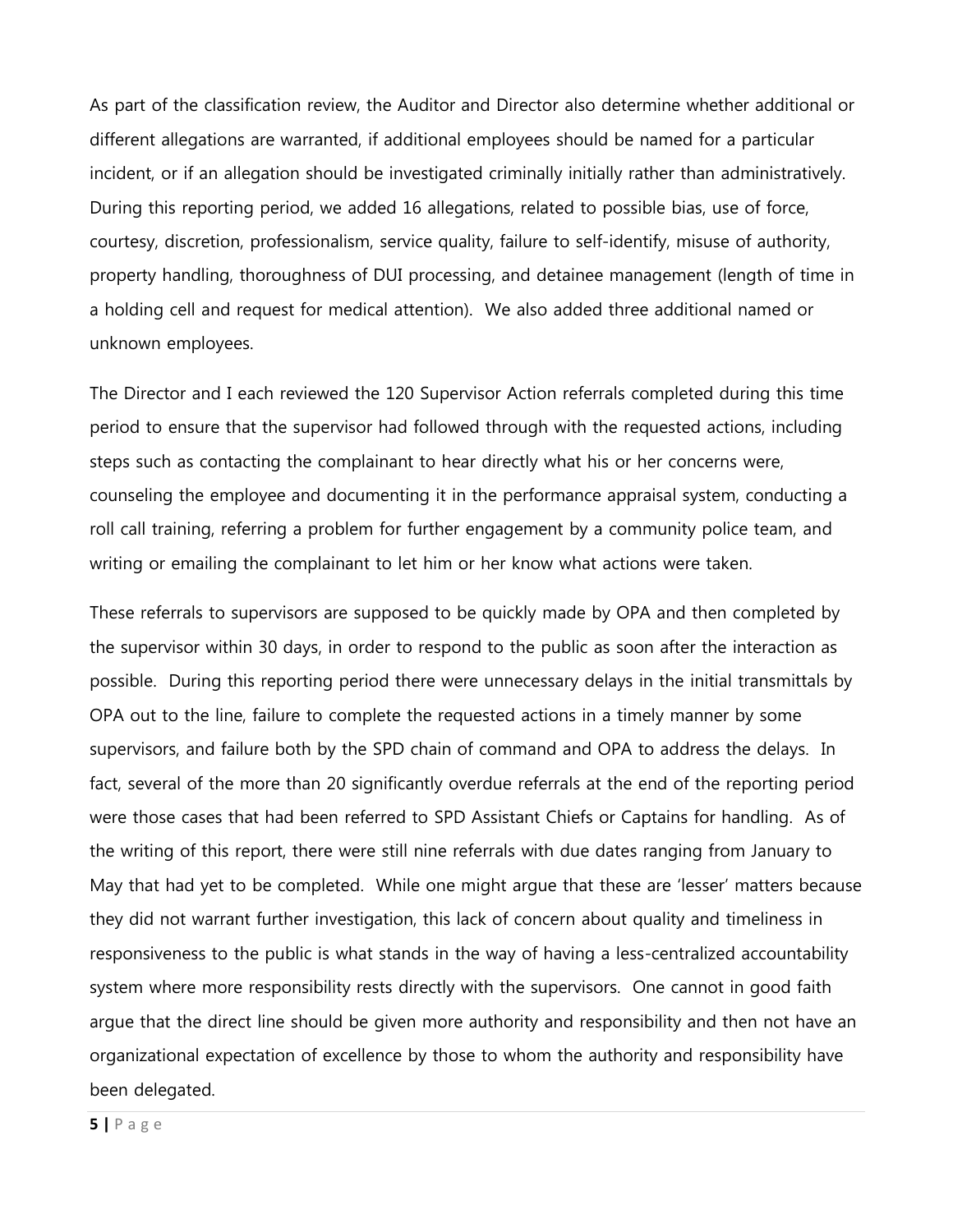As part of the classification review, the Auditor and Director also determine whether additional or different allegations are warranted, if additional employees should be named for a particular incident, or if an allegation should be investigated criminally initially rather than administratively. During this reporting period, we added 16 allegations, related to possible bias, use of force, courtesy, discretion, professionalism, service quality, failure to self-identify, misuse of authority, property handling, thoroughness of DUI processing, and detainee management (length of time in a holding cell and request for medical attention). We also added three additional named or unknown employees.

The Director and I each reviewed the 120 Supervisor Action referrals completed during this time period to ensure that the supervisor had followed through with the requested actions, including steps such as contacting the complainant to hear directly what his or her concerns were, counseling the employee and documenting it in the performance appraisal system, conducting a roll call training, referring a problem for further engagement by a community police team, and writing or emailing the complainant to let him or her know what actions were taken.

These referrals to supervisors are supposed to be quickly made by OPA and then completed by the supervisor within 30 days, in order to respond to the public as soon after the interaction as possible. During this reporting period there were unnecessary delays in the initial transmittals by OPA out to the line, failure to complete the requested actions in a timely manner by some supervisors, and failure both by the SPD chain of command and OPA to address the delays. In fact, several of the more than 20 significantly overdue referrals at the end of the reporting period were those cases that had been referred to SPD Assistant Chiefs or Captains for handling. As of the writing of this report, there were still nine referrals with due dates ranging from January to May that had yet to be completed. While one might argue that these are 'lesser' matters because they did not warrant further investigation, this lack of concern about quality and timeliness in responsiveness to the public is what stands in the way of having a less-centralized accountability system where more responsibility rests directly with the supervisors. One cannot in good faith argue that the direct line should be given more authority and responsibility and then not have an organizational expectation of excellence by those to whom the authority and responsibility have been delegated.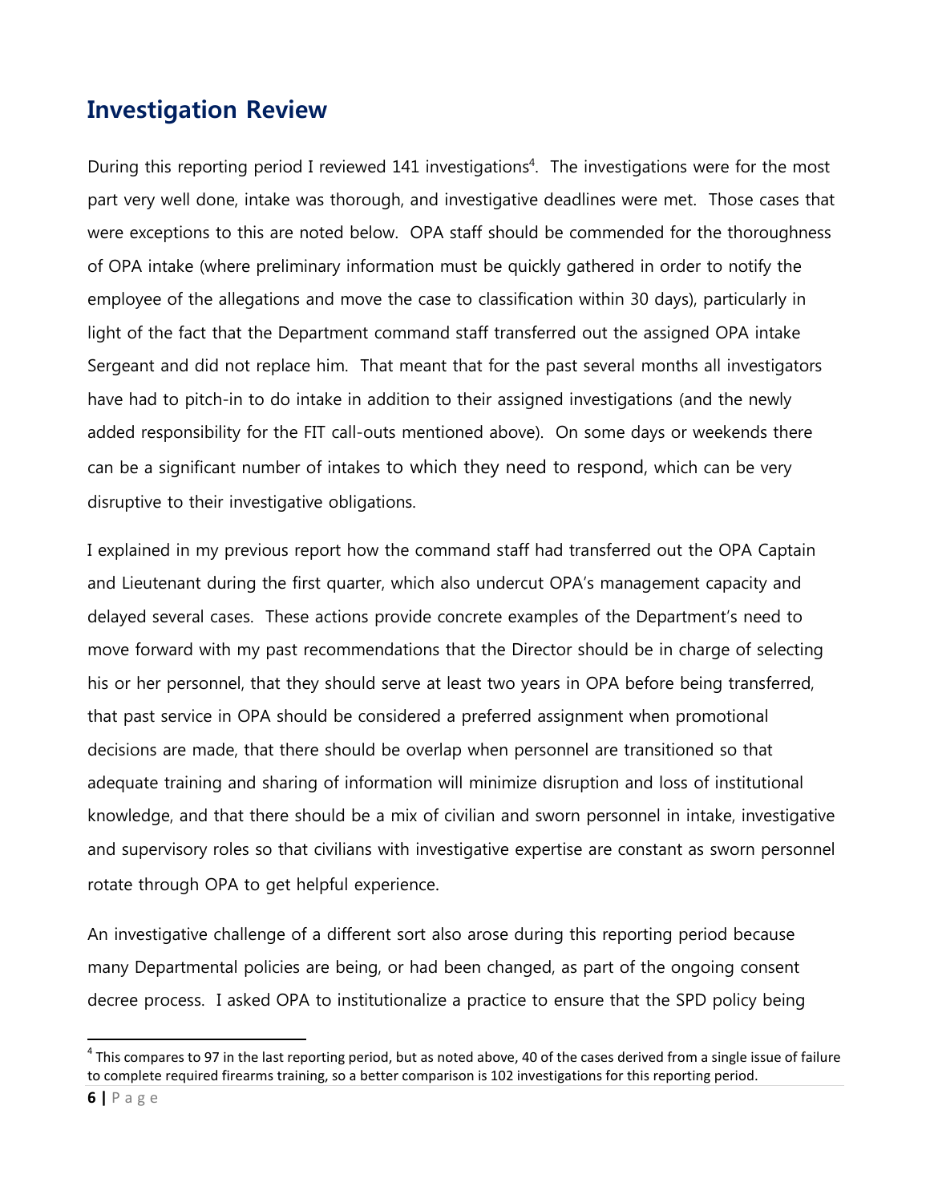## Investigation Review

During this reporting period I reviewed 141 investigations[4]. The investigations were for the most part very well done, intake was thorough, and investigative deadlines were met. Those cases that were exceptions to this are noted below. OPA staff should be commended for the thoroughness of OPA intake (where preliminary information must be quickly gathered in order to notify the employee of the allegations and move the case to classification within 30 days), particularly in light of the fact that the Department command staff transferred out the assigned OPA intake Sergeant and did not replace him. That meant that for the past several months all investigators have had to pitch-in to do intake in addition to their assigned investigations (and the newly added responsibility for the FIT call-outs mentioned above). On some days or weekends there can be a significant number of intakes to which they need to respond, which can be very disruptive to their investigative obligations.

I explained in my previous report how the command staff had transferred out the OPA Captain and Lieutenant during the first quarter, which also undercut OPA's management capacity and delayed several cases. These actions provide concrete examples of the Department's need to move forward with my past recommendations that the Director should be in charge of selecting his or her personnel, that they should serve at least two years in OPA before being transferred, that past service in OPA should be considered a preferred assignment when promotional decisions are made, that there should be overlap when personnel are transitioned so that adequate training and sharing of information will minimize disruption and loss of institutional knowledge, and that there should be a mix of civilian and sworn personnel in intake, investigative and supervisory roles so that civilians with investigative expertise are constant as sworn personnel rotate through OPA to get helpful experience.

An investigative challenge of a different sort also arose during this reporting period because many Departmental policies are being, or had been changed, as part of the ongoing consent decree process. I asked OPA to institutionalize a practice to ensure that the SPD policy being

[4] This compares to 97 in the last reporting period, but as noted above, 40 of the cases derived from a single issue of failure to complete required firearms training, so a better comparison is 102 investigations for this reporting period.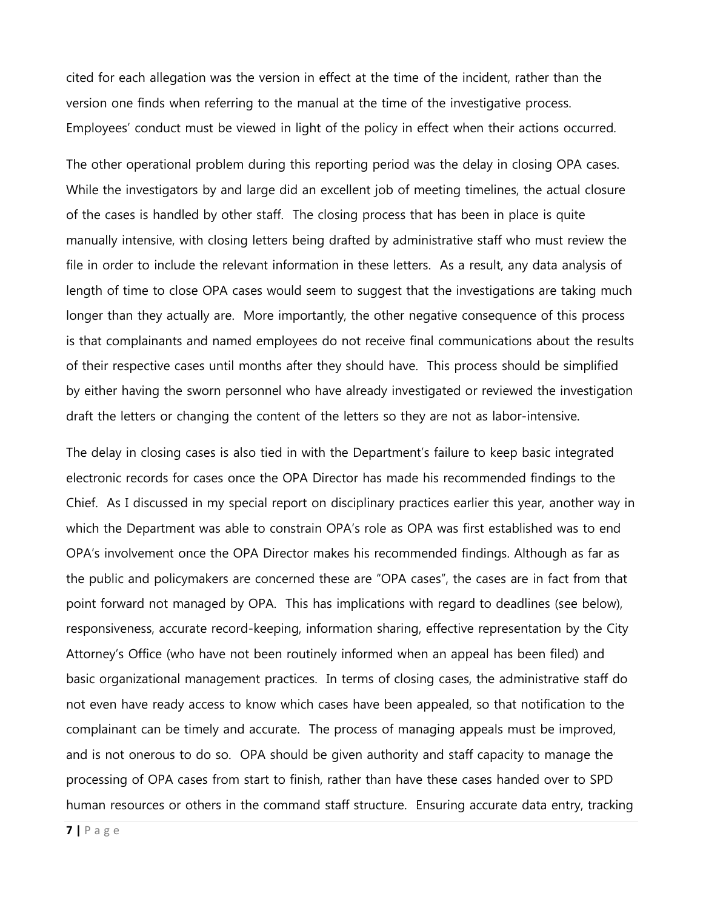cited for each allegation was the version in effect at the time of the incident, rather than the version one finds when referring to the manual at the time of the investigative process. Employees' conduct must be viewed in light of the policy in effect when their actions occurred.

The other operational problem during this reporting period was the delay in closing OPA cases. While the investigators by and large did an excellent job of meeting timelines, the actual closure of the cases is handled by other staff. The closing process that has been in place is quite manually intensive, with closing letters being drafted by administrative staff who must review the file in order to include the relevant information in these letters. As a result, any data analysis of length of time to close OPA cases would seem to suggest that the investigations are taking much longer than they actually are. More importantly, the other negative consequence of this process is that complainants and named employees do not receive final communications about the results of their respective cases until months after they should have. This process should be simplified by either having the sworn personnel who have already investigated or reviewed the investigation draft the letters or changing the content of the letters so they are not as labor-intensive.

The delay in closing cases is also tied in with the Department's failure to keep basic integrated electronic records for cases once the OPA Director has made his recommended findings to the Chief. As I discussed in my special report on disciplinary practices earlier this year, another way in which the Department was able to constrain OPA's role as OPA was first established was to end OPA's involvement once the OPA Director makes his recommended findings. Although as far as the public and policymakers are concerned these are "OPA cases", the cases are in fact from that point forward not managed by OPA. This has implications with regard to deadlines (see below), responsiveness, accurate record-keeping, information sharing, effective representation by the City Attorney's Office (who have not been routinely informed when an appeal has been filed) and basic organizational management practices. In terms of closing cases, the administrative staff do not even have ready access to know which cases have been appealed, so that notification to the complainant can be timely and accurate. The process of managing appeals must be improved, and is not onerous to do so. OPA should be given authority and staff capacity to manage the processing of OPA cases from start to finish, rather than have these cases handed over to SPD human resources or others in the command staff structure. Ensuring accurate data entry, tracking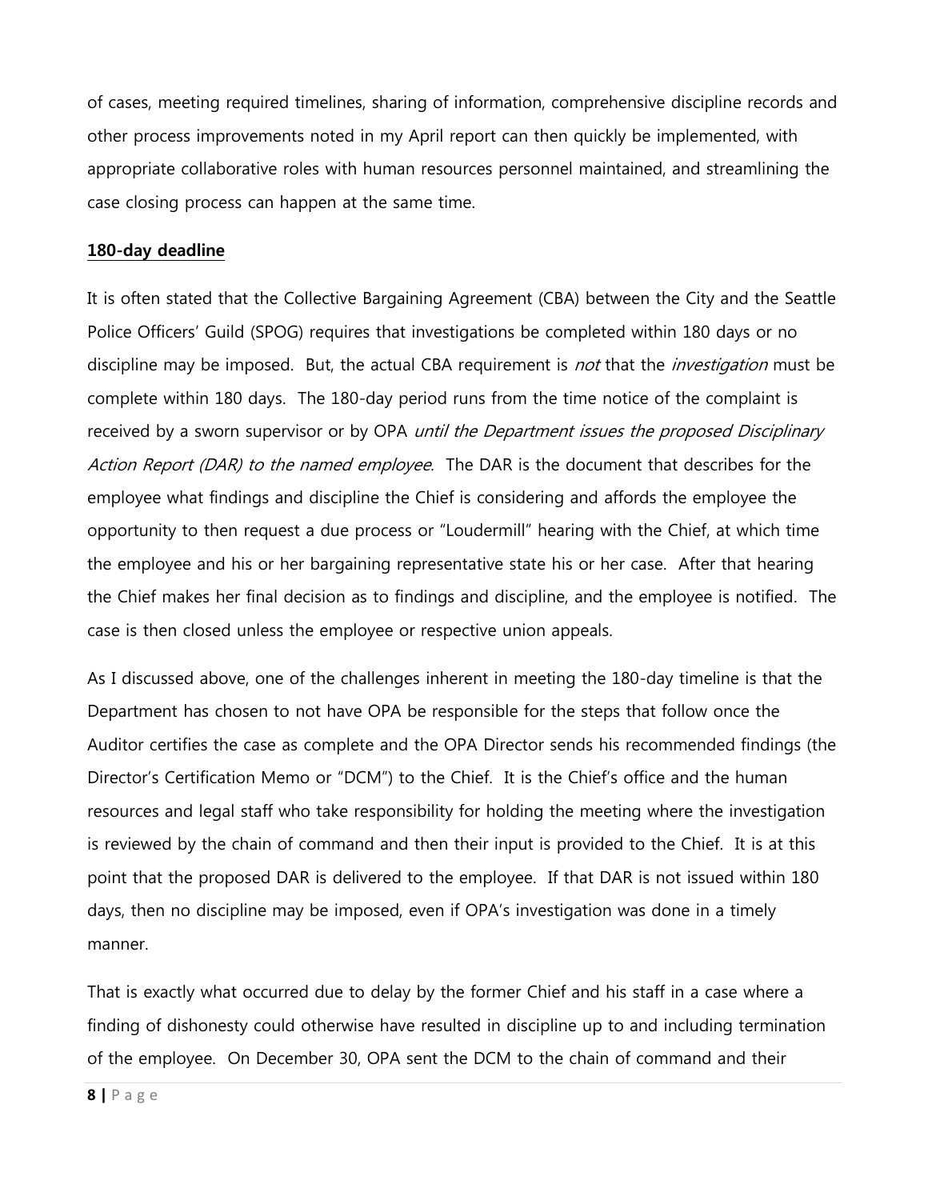of cases, meeting required timelines, sharing of information, comprehensive discipline records and other process improvements noted in my April report can then quickly be implemented, with appropriate collaborative roles with human resources personnel maintained, and streamlining the case closing process can happen at the same time.

**180-day deadline**

It is often stated that the Collective Bargaining Agreement (CBA) between the City and the Seattle Police Officers' Guild (SPOG) requires that investigations be completed within 180 days or no discipline may be imposed. But, the actual CBA requirement is *not* that the *investigation* must be complete within 180 days. The 180-day period runs from the time notice of the complaint is received by a sworn supervisor or by OPA *until the Department issues the proposed Disciplinary Action Report (DAR) to the named employee*. The DAR is the document that describes for the employee what findings and discipline the Chief is considering and affords the employee the opportunity to then request a due process or "Loudermill" hearing with the Chief, at which time the employee and his or her bargaining representative state his or her case. After that hearing the Chief makes her final decision as to findings and discipline, and the employee is notified. The case is then closed unless the employee or respective union appeals.

As I discussed above, one of the challenges inherent in meeting the 180-day timeline is that the Department has chosen to not have OPA be responsible for the steps that follow once the Auditor certifies the case as complete and the OPA Director sends his recommended findings (the Director's Certification Memo or "DCM") to the Chief. It is the Chief's office and the human resources and legal staff who take responsibility for holding the meeting where the investigation is reviewed by the chain of command and then their input is provided to the Chief. It is at this point that the proposed DAR is delivered to the employee. If that DAR is not issued within 180 days, then no discipline may be imposed, even if OPA's investigation was done in a timely manner.

That is exactly what occurred due to delay by the former Chief and his staff in a case where a finding of dishonesty could otherwise have resulted in discipline up to and including termination of the employee. On December 30, OPA sent the DCM to the chain of command and their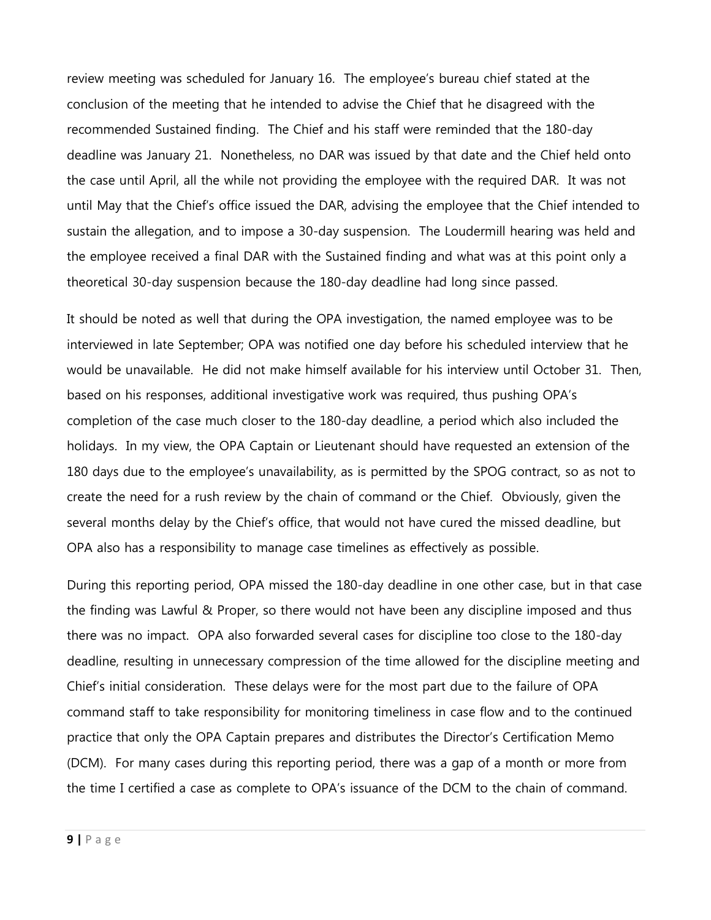review meeting was scheduled for January 16. The employee's bureau chief stated at the conclusion of the meeting that he intended to advise the Chief that he disagreed with the recommended Sustained finding. The Chief and his staff were reminded that the 180-day deadline was January 21. Nonetheless, no DAR was issued by that date and the Chief held onto the case until April, all the while not providing the employee with the required DAR. It was not until May that the Chief's office issued the DAR, advising the employee that the Chief intended to sustain the allegation, and to impose a 30-day suspension. The Loudermill hearing was held and the employee received a final DAR with the Sustained finding and what was at this point only a theoretical 30-day suspension because the 180-day deadline had long since passed.

It should be noted as well that during the OPA investigation, the named employee was to be interviewed in late September; OPA was notified one day before his scheduled interview that he would be unavailable. He did not make himself available for his interview until October 31. Then, based on his responses, additional investigative work was required, thus pushing OPA's completion of the case much closer to the 180-day deadline, a period which also included the holidays. In my view, the OPA Captain or Lieutenant should have requested an extension of the 180 days due to the employee's unavailability, as is permitted by the SPOG contract, so as not to create the need for a rush review by the chain of command or the Chief. Obviously, given the several months delay by the Chief's office, that would not have cured the missed deadline, but OPA also has a responsibility to manage case timelines as effectively as possible.

During this reporting period, OPA missed the 180-day deadline in one other case, but in that case the finding was Lawful & Proper, so there would not have been any discipline imposed and thus there was no impact. OPA also forwarded several cases for discipline too close to the 180-day deadline, resulting in unnecessary compression of the time allowed for the discipline meeting and Chief's initial consideration. These delays were for the most part due to the failure of OPA command staff to take responsibility for monitoring timeliness in case flow and to the continued practice that only the OPA Captain prepares and distributes the Director's Certification Memo (DCM). For many cases during this reporting period, there was a gap of a month or more from the time I certified a case as complete to OPA's issuance of the DCM to the chain of command.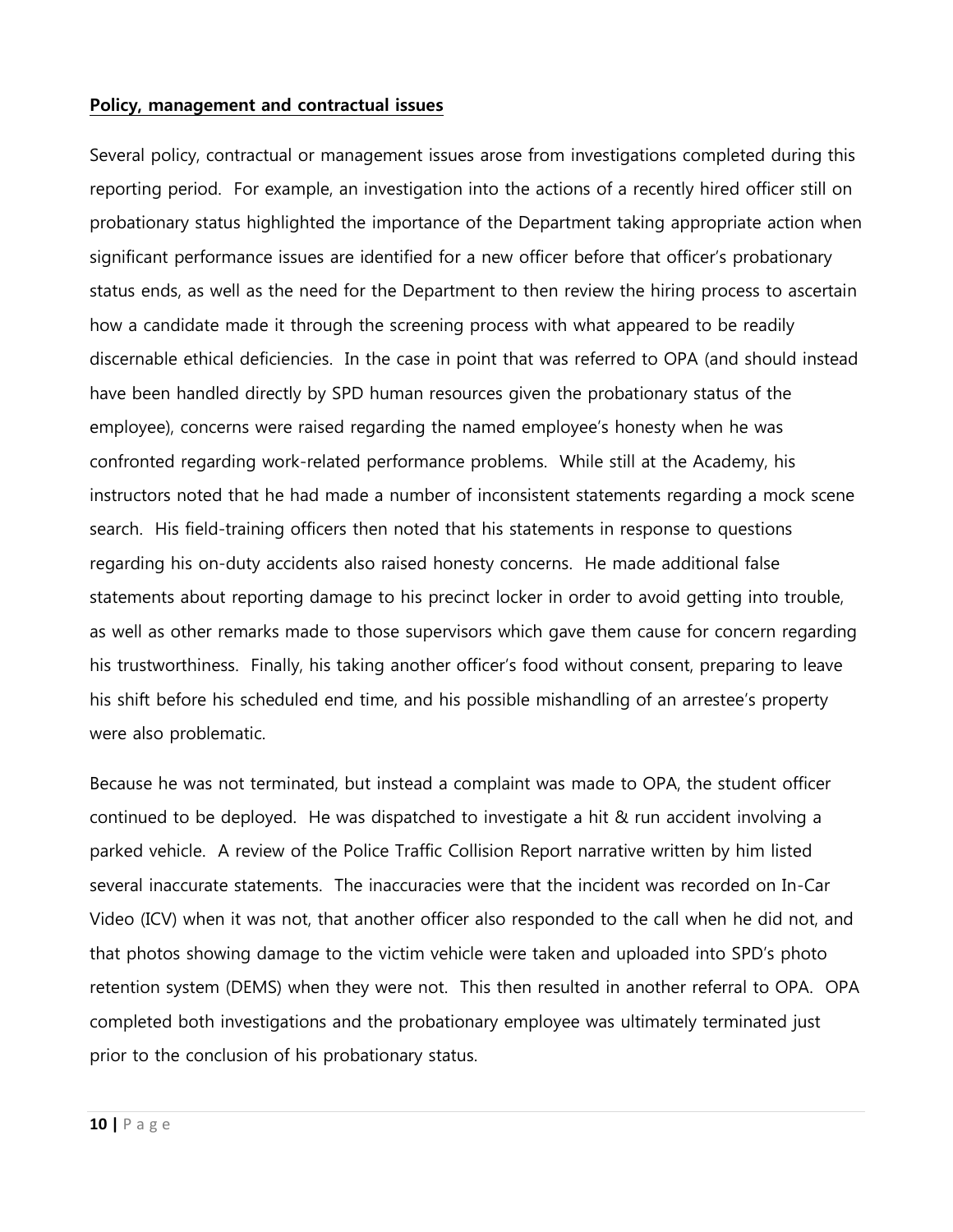**Policy, management and contractual issues**

Several policy, contractual or management issues arose from investigations completed during this reporting period. For example, an investigation into the actions of a recently hired officer still on probationary status highlighted the importance of the Department taking appropriate action when significant performance issues are identified for a new officer before that officer's probationary status ends, as well as the need for the Department to then review the hiring process to ascertain how a candidate made it through the screening process with what appeared to be readily discernable ethical deficiencies. In the case in point that was referred to OPA (and should instead have been handled directly by SPD human resources given the probationary status of the employee), concerns were raised regarding the named employee's honesty when he was confronted regarding work-related performance problems. While still at the Academy, his instructors noted that he had made a number of inconsistent statements regarding a mock scene search. His field-training officers then noted that his statements in response to questions regarding his on-duty accidents also raised honesty concerns. He made additional false statements about reporting damage to his precinct locker in order to avoid getting into trouble, as well as other remarks made to those supervisors which gave them cause for concern regarding his trustworthiness. Finally, his taking another officer's food without consent, preparing to leave his shift before his scheduled end time, and his possible mishandling of an arrestee's property were also problematic.

Because he was not terminated, but instead a complaint was made to OPA, the student officer continued to be deployed. He was dispatched to investigate a hit & run accident involving a parked vehicle. A review of the Police Traffic Collision Report narrative written by him listed several inaccurate statements. The inaccuracies were that the incident was recorded on In-Car Video (ICV) when it was not, that another officer also responded to the call when he did not, and that photos showing damage to the victim vehicle were taken and uploaded into SPD's photo retention system (DEMS) when they were not. This then resulted in another referral to OPA. OPA completed both investigations and the probationary employee was ultimately terminated just prior to the conclusion of his probationary status.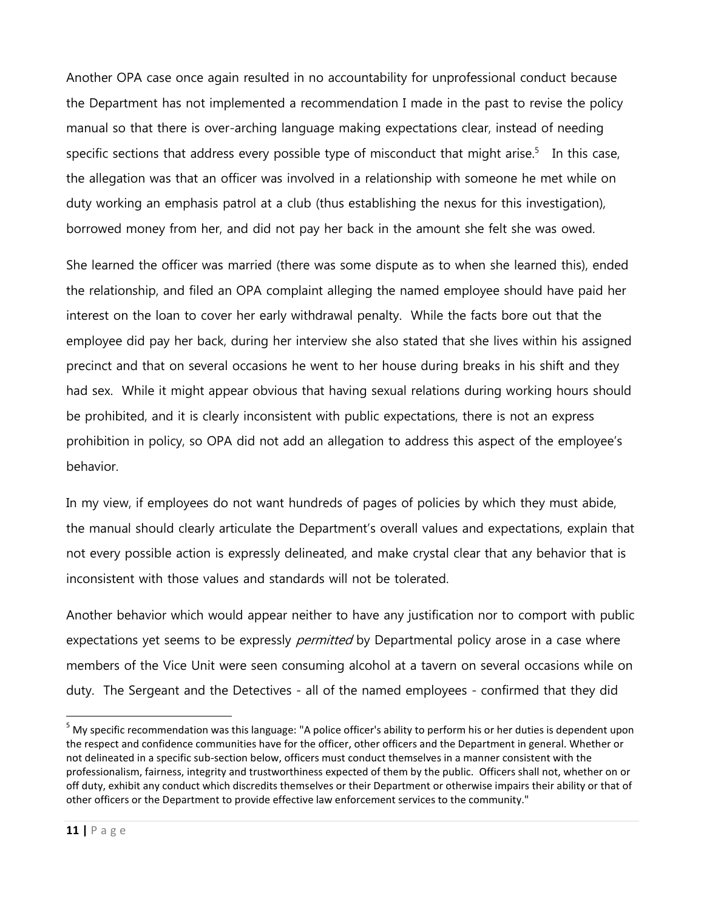Another OPA case once again resulted in no accountability for unprofessional conduct because the Department has not implemented a recommendation I made in the past to revise the policy manual so that there is over-arching language making expectations clear, instead of needing specific sections that address every possible type of misconduct that might arise.[5] In this case, the allegation was that an officer was involved in a relationship with someone he met while on duty working an emphasis patrol at a club (thus establishing the nexus for this investigation), borrowed money from her, and did not pay her back in the amount she felt she was owed.

She learned the officer was married (there was some dispute as to when she learned this), ended the relationship, and filed an OPA complaint alleging the named employee should have paid her interest on the loan to cover her early withdrawal penalty. While the facts bore out that the employee did pay her back, during her interview she also stated that she lives within his assigned precinct and that on several occasions he went to her house during breaks in his shift and they had sex. While it might appear obvious that having sexual relations during working hours should be prohibited, and it is clearly inconsistent with public expectations, there is not an express prohibition in policy, so OPA did not add an allegation to address this aspect of the employee's behavior.

In my view, if employees do not want hundreds of pages of policies by which they must abide, the manual should clearly articulate the Department's overall values and expectations, explain that not every possible action is expressly delineated, and make crystal clear that any behavior that is inconsistent with those values and standards will not be tolerated.

Another behavior which would appear neither to have any justification nor to comport with public expectations yet seems to be expressly *permitted* by Departmental policy arose in a case where members of the Vice Unit were seen consuming alcohol at a tavern on several occasions while on duty. The Sergeant and the Detectives - all of the named employees - confirmed that they did

---

[5] My specific recommendation was this language: "A police officer's ability to perform his or her duties is dependent upon the respect and confidence communities have for the officer, other officers and the Department in general. Whether or not delineated in a specific sub-section below, officers must conduct themselves in a manner consistent with the professionalism, fairness, integrity and trustworthiness expected of them by the public. Officers shall not, whether on or off duty, exhibit any conduct which discredits themselves or their Department or otherwise impairs their ability or that of other officers or the Department to provide effective law enforcement services to the community."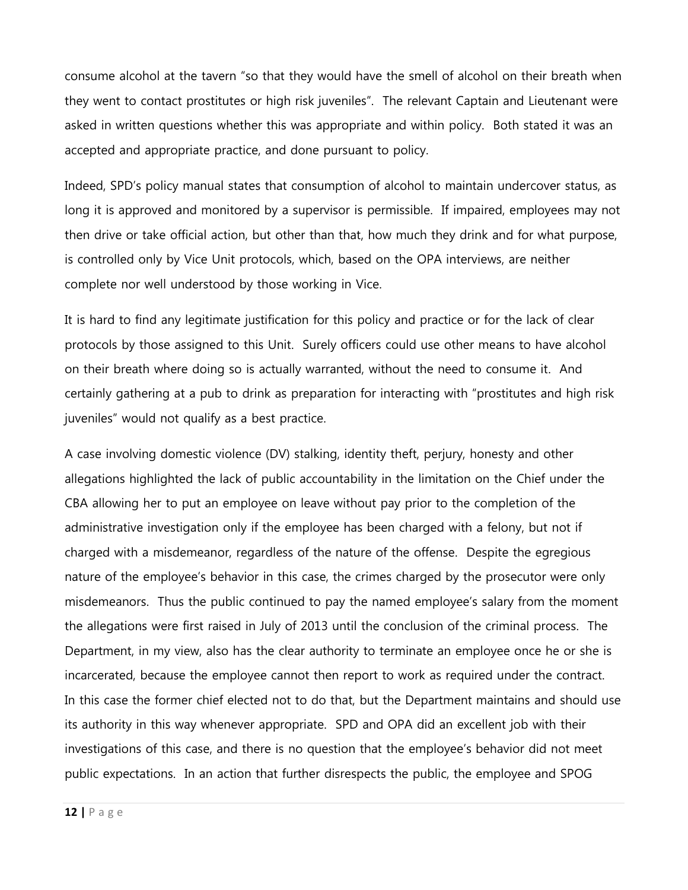consume alcohol at the tavern "so that they would have the smell of alcohol on their breath when they went to contact prostitutes or high risk juveniles". The relevant Captain and Lieutenant were asked in written questions whether this was appropriate and within policy. Both stated it was an accepted and appropriate practice, and done pursuant to policy.

Indeed, SPD's policy manual states that consumption of alcohol to maintain undercover status, as long it is approved and monitored by a supervisor is permissible. If impaired, employees may not then drive or take official action, but other than that, how much they drink and for what purpose, is controlled only by Vice Unit protocols, which, based on the OPA interviews, are neither complete nor well understood by those working in Vice.

It is hard to find any legitimate justification for this policy and practice or for the lack of clear protocols by those assigned to this Unit. Surely officers could use other means to have alcohol on their breath where doing so is actually warranted, without the need to consume it. And certainly gathering at a pub to drink as preparation for interacting with "prostitutes and high risk juveniles" would not qualify as a best practice.

A case involving domestic violence (DV) stalking, identity theft, perjury, honesty and other allegations highlighted the lack of public accountability in the limitation on the Chief under the CBA allowing her to put an employee on leave without pay prior to the completion of the administrative investigation only if the employee has been charged with a felony, but not if charged with a misdemeanor, regardless of the nature of the offense. Despite the egregious nature of the employee's behavior in this case, the crimes charged by the prosecutor were only misdemeanors. Thus the public continued to pay the named employee's salary from the moment the allegations were first raised in July of 2013 until the conclusion of the criminal process. The Department, in my view, also has the clear authority to terminate an employee once he or she is incarcerated, because the employee cannot then report to work as required under the contract. In this case the former chief elected not to do that, but the Department maintains and should use its authority in this way whenever appropriate. SPD and OPA did an excellent job with their investigations of this case, and there is no question that the employee's behavior did not meet public expectations. In an action that further disrespects the public, the employee and SPOG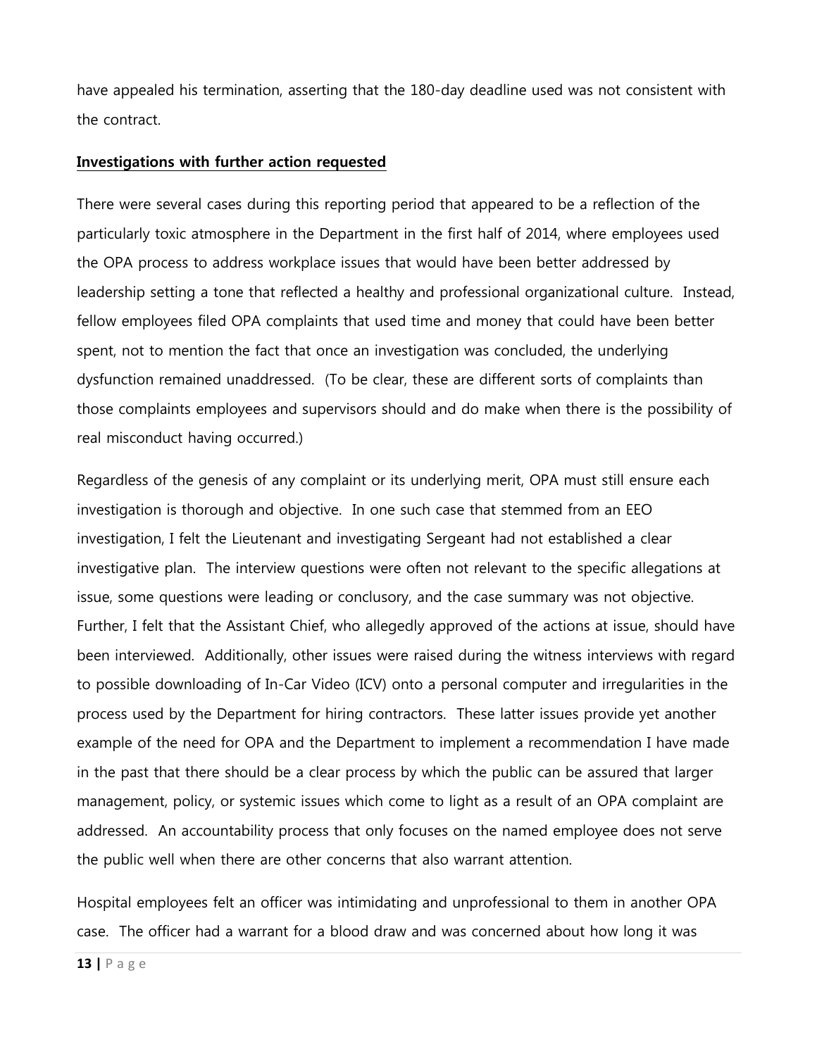have appealed his termination, asserting that the 180-day deadline used was not consistent with the contract.

**Investigations with further action requested**

There were several cases during this reporting period that appeared to be a reflection of the particularly toxic atmosphere in the Department in the first half of 2014, where employees used the OPA process to address workplace issues that would have been better addressed by leadership setting a tone that reflected a healthy and professional organizational culture. Instead, fellow employees filed OPA complaints that used time and money that could have been better spent, not to mention the fact that once an investigation was concluded, the underlying dysfunction remained unaddressed. (To be clear, these are different sorts of complaints than those complaints employees and supervisors should and do make when there is the possibility of real misconduct having occurred.)

Regardless of the genesis of any complaint or its underlying merit, OPA must still ensure each investigation is thorough and objective. In one such case that stemmed from an EEO investigation, I felt the Lieutenant and investigating Sergeant had not established a clear investigative plan. The interview questions were often not relevant to the specific allegations at issue, some questions were leading or conclusory, and the case summary was not objective. Further, I felt that the Assistant Chief, who allegedly approved of the actions at issue, should have been interviewed. Additionally, other issues were raised during the witness interviews with regard to possible downloading of In-Car Video (ICV) onto a personal computer and irregularities in the process used by the Department for hiring contractors. These latter issues provide yet another example of the need for OPA and the Department to implement a recommendation I have made in the past that there should be a clear process by which the public can be assured that larger management, policy, or systemic issues which come to light as a result of an OPA complaint are addressed. An accountability process that only focuses on the named employee does not serve the public well when there are other concerns that also warrant attention.

Hospital employees felt an officer was intimidating and unprofessional to them in another OPA case. The officer had a warrant for a blood draw and was concerned about how long it was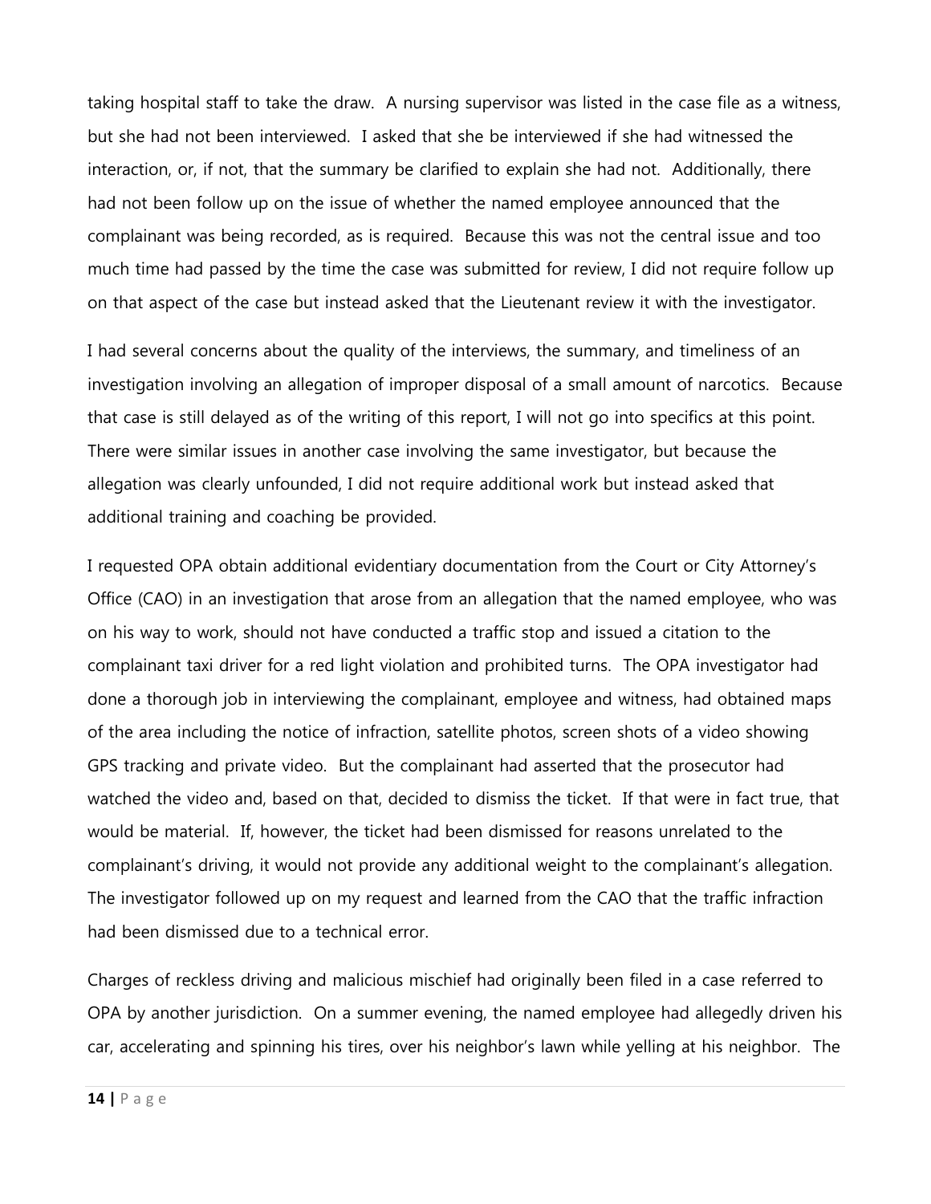taking hospital staff to take the draw. A nursing supervisor was listed in the case file as a witness, but she had not been interviewed. I asked that she be interviewed if she had witnessed the interaction, or, if not, that the summary be clarified to explain she had not. Additionally, there had not been follow up on the issue of whether the named employee announced that the complainant was being recorded, as is required. Because this was not the central issue and too much time had passed by the time the case was submitted for review, I did not require follow up on that aspect of the case but instead asked that the Lieutenant review it with the investigator.

I had several concerns about the quality of the interviews, the summary, and timeliness of an investigation involving an allegation of improper disposal of a small amount of narcotics. Because that case is still delayed as of the writing of this report, I will not go into specifics at this point. There were similar issues in another case involving the same investigator, but because the allegation was clearly unfounded, I did not require additional work but instead asked that additional training and coaching be provided.

I requested OPA obtain additional evidentiary documentation from the Court or City Attorney's Office (CAO) in an investigation that arose from an allegation that the named employee, who was on his way to work, should not have conducted a traffic stop and issued a citation to the complainant taxi driver for a red light violation and prohibited turns. The OPA investigator had done a thorough job in interviewing the complainant, employee and witness, had obtained maps of the area including the notice of infraction, satellite photos, screen shots of a video showing GPS tracking and private video. But the complainant had asserted that the prosecutor had watched the video and, based on that, decided to dismiss the ticket. If that were in fact true, that would be material. If, however, the ticket had been dismissed for reasons unrelated to the complainant's driving, it would not provide any additional weight to the complainant's allegation. The investigator followed up on my request and learned from the CAO that the traffic infraction had been dismissed due to a technical error.

Charges of reckless driving and malicious mischief had originally been filed in a case referred to OPA by another jurisdiction. On a summer evening, the named employee had allegedly driven his car, accelerating and spinning his tires, over his neighbor's lawn while yelling at his neighbor. The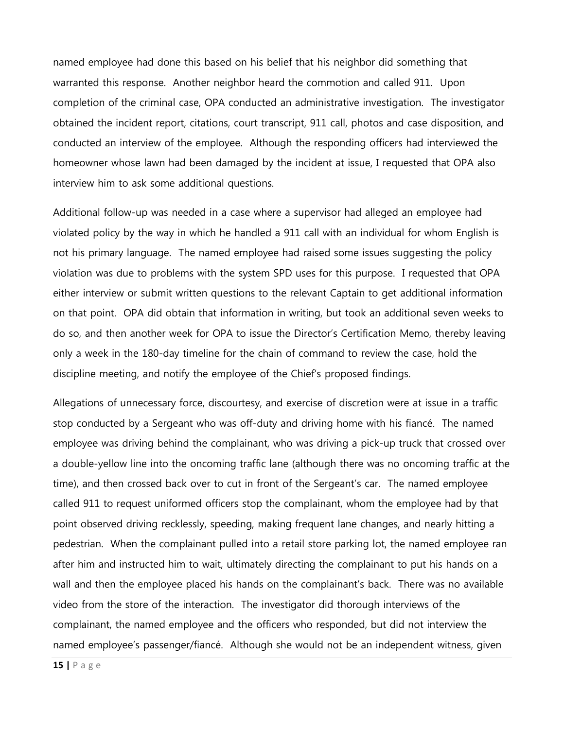named employee had done this based on his belief that his neighbor did something that warranted this response. Another neighbor heard the commotion and called 911. Upon completion of the criminal case, OPA conducted an administrative investigation. The investigator obtained the incident report, citations, court transcript, 911 call, photos and case disposition, and conducted an interview of the employee. Although the responding officers had interviewed the homeowner whose lawn had been damaged by the incident at issue, I requested that OPA also interview him to ask some additional questions.

Additional follow-up was needed in a case where a supervisor had alleged an employee had violated policy by the way in which he handled a 911 call with an individual for whom English is not his primary language. The named employee had raised some issues suggesting the policy violation was due to problems with the system SPD uses for this purpose. I requested that OPA either interview or submit written questions to the relevant Captain to get additional information on that point. OPA did obtain that information in writing, but took an additional seven weeks to do so, and then another week for OPA to issue the Director's Certification Memo, thereby leaving only a week in the 180-day timeline for the chain of command to review the case, hold the discipline meeting, and notify the employee of the Chief's proposed findings.

Allegations of unnecessary force, discourtesy, and exercise of discretion were at issue in a traffic stop conducted by a Sergeant who was off-duty and driving home with his fiancé. The named employee was driving behind the complainant, who was driving a pick-up truck that crossed over a double-yellow line into the oncoming traffic lane (although there was no oncoming traffic at the time), and then crossed back over to cut in front of the Sergeant's car. The named employee called 911 to request uniformed officers stop the complainant, whom the employee had by that point observed driving recklessly, speeding, making frequent lane changes, and nearly hitting a pedestrian. When the complainant pulled into a retail store parking lot, the named employee ran after him and instructed him to wait, ultimately directing the complainant to put his hands on a wall and then the employee placed his hands on the complainant's back. There was no available video from the store of the interaction. The investigator did thorough interviews of the complainant, the named employee and the officers who responded, but did not interview the named employee's passenger/fiancé. Although she would not be an independent witness, given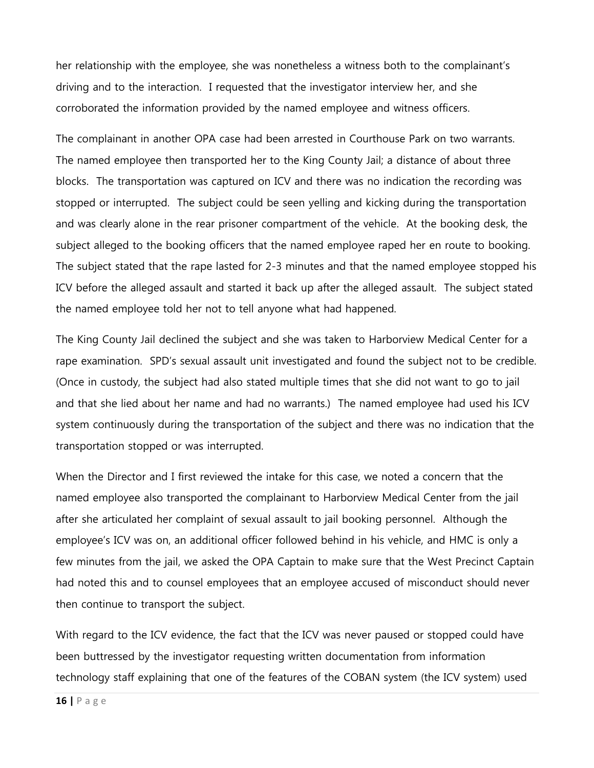her relationship with the employee, she was nonetheless a witness both to the complainant's driving and to the interaction. I requested that the investigator interview her, and she corroborated the information provided by the named employee and witness officers.

The complainant in another OPA case had been arrested in Courthouse Park on two warrants. The named employee then transported her to the King County Jail; a distance of about three blocks. The transportation was captured on ICV and there was no indication the recording was stopped or interrupted. The subject could be seen yelling and kicking during the transportation and was clearly alone in the rear prisoner compartment of the vehicle. At the booking desk, the subject alleged to the booking officers that the named employee raped her en route to booking. The subject stated that the rape lasted for 2-3 minutes and that the named employee stopped his ICV before the alleged assault and started it back up after the alleged assault. The subject stated the named employee told her not to tell anyone what had happened.

The King County Jail declined the subject and she was taken to Harborview Medical Center for a rape examination. SPD's sexual assault unit investigated and found the subject not to be credible. (Once in custody, the subject had also stated multiple times that she did not want to go to jail and that she lied about her name and had no warrants.) The named employee had used his ICV system continuously during the transportation of the subject and there was no indication that the transportation stopped or was interrupted.

When the Director and I first reviewed the intake for this case, we noted a concern that the named employee also transported the complainant to Harborview Medical Center from the jail after she articulated her complaint of sexual assault to jail booking personnel. Although the employee's ICV was on, an additional officer followed behind in his vehicle, and HMC is only a few minutes from the jail, we asked the OPA Captain to make sure that the West Precinct Captain had noted this and to counsel employees that an employee accused of misconduct should never then continue to transport the subject.

With regard to the ICV evidence, the fact that the ICV was never paused or stopped could have been buttressed by the investigator requesting written documentation from information technology staff explaining that one of the features of the COBAN system (the ICV system) used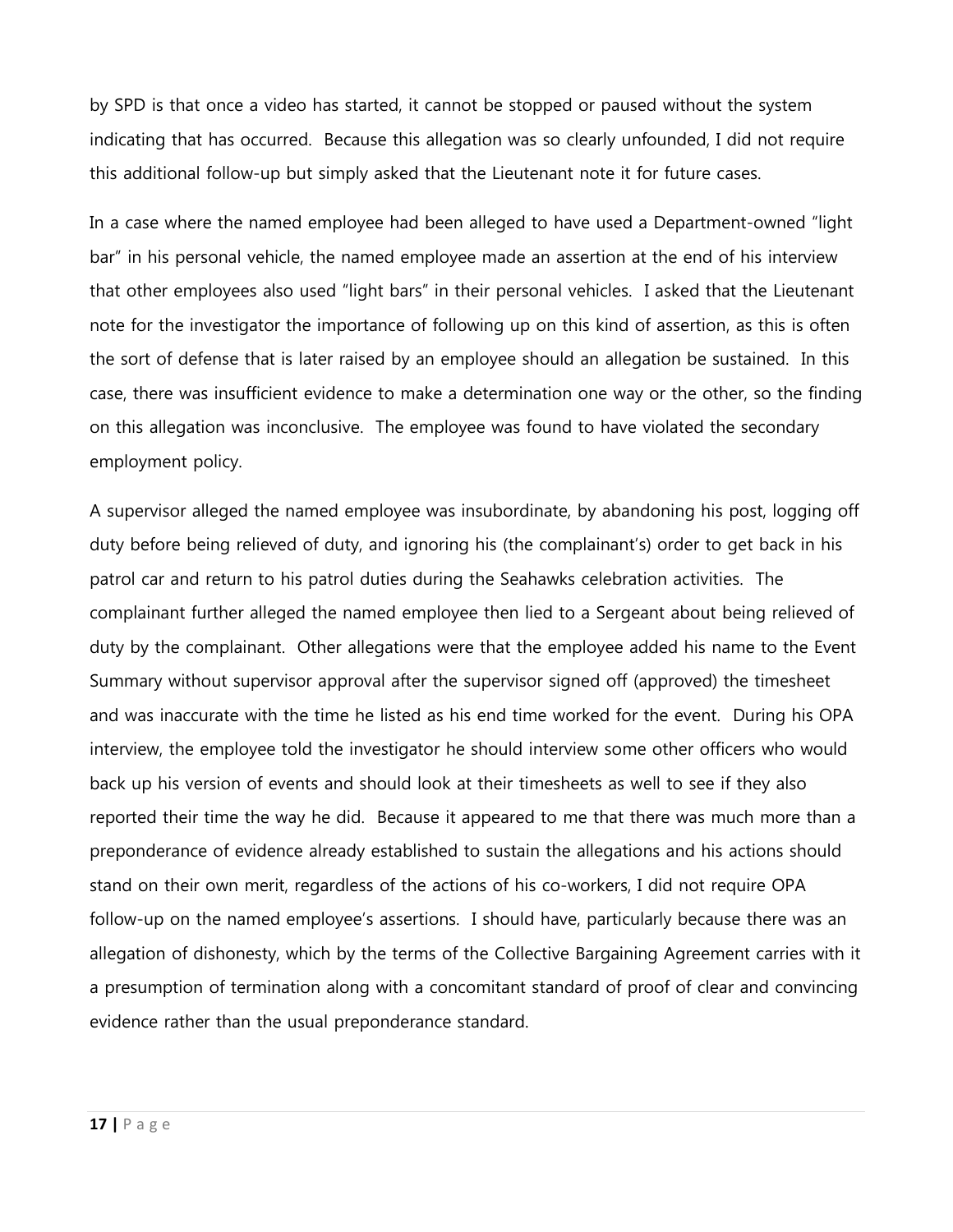by SPD is that once a video has started, it cannot be stopped or paused without the system indicating that has occurred. Because this allegation was so clearly unfounded, I did not require this additional follow-up but simply asked that the Lieutenant note it for future cases.

In a case where the named employee had been alleged to have used a Department-owned "light bar" in his personal vehicle, the named employee made an assertion at the end of his interview that other employees also used "light bars" in their personal vehicles. I asked that the Lieutenant note for the investigator the importance of following up on this kind of assertion, as this is often the sort of defense that is later raised by an employee should an allegation be sustained. In this case, there was insufficient evidence to make a determination one way or the other, so the finding on this allegation was inconclusive. The employee was found to have violated the secondary employment policy.

A supervisor alleged the named employee was insubordinate, by abandoning his post, logging off duty before being relieved of duty, and ignoring his (the complainant's) order to get back in his patrol car and return to his patrol duties during the Seahawks celebration activities. The complainant further alleged the named employee then lied to a Sergeant about being relieved of duty by the complainant. Other allegations were that the employee added his name to the Event Summary without supervisor approval after the supervisor signed off (approved) the timesheet and was inaccurate with the time he listed as his end time worked for the event. During his OPA interview, the employee told the investigator he should interview some other officers who would back up his version of events and should look at their timesheets as well to see if they also reported their time the way he did. Because it appeared to me that there was much more than a preponderance of evidence already established to sustain the allegations and his actions should stand on their own merit, regardless of the actions of his co-workers, I did not require OPA follow-up on the named employee's assertions. I should have, particularly because there was an allegation of dishonesty, which by the terms of the Collective Bargaining Agreement carries with it a presumption of termination along with a concomitant standard of proof of clear and convincing evidence rather than the usual preponderance standard.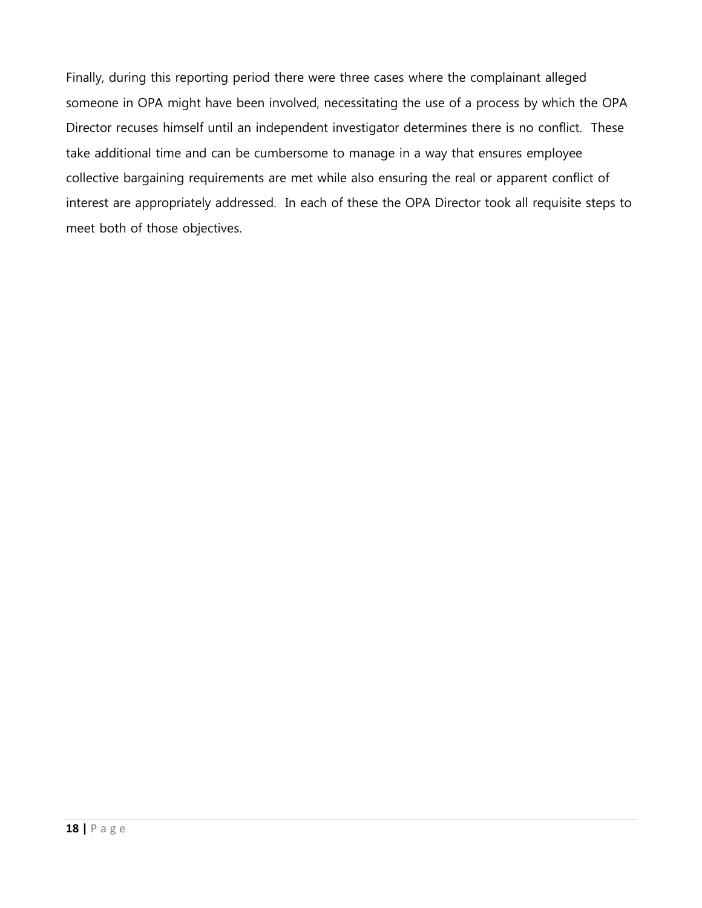Finally, during this reporting period there were three cases where the complainant alleged someone in OPA might have been involved, necessitating the use of a process by which the OPA Director recuses himself until an independent investigator determines there is no conflict. These take additional time and can be cumbersome to manage in a way that ensures employee collective bargaining requirements are met while also ensuring the real or apparent conflict of interest are appropriately addressed. In each of these the OPA Director took all requisite steps to meet both of those objectives.